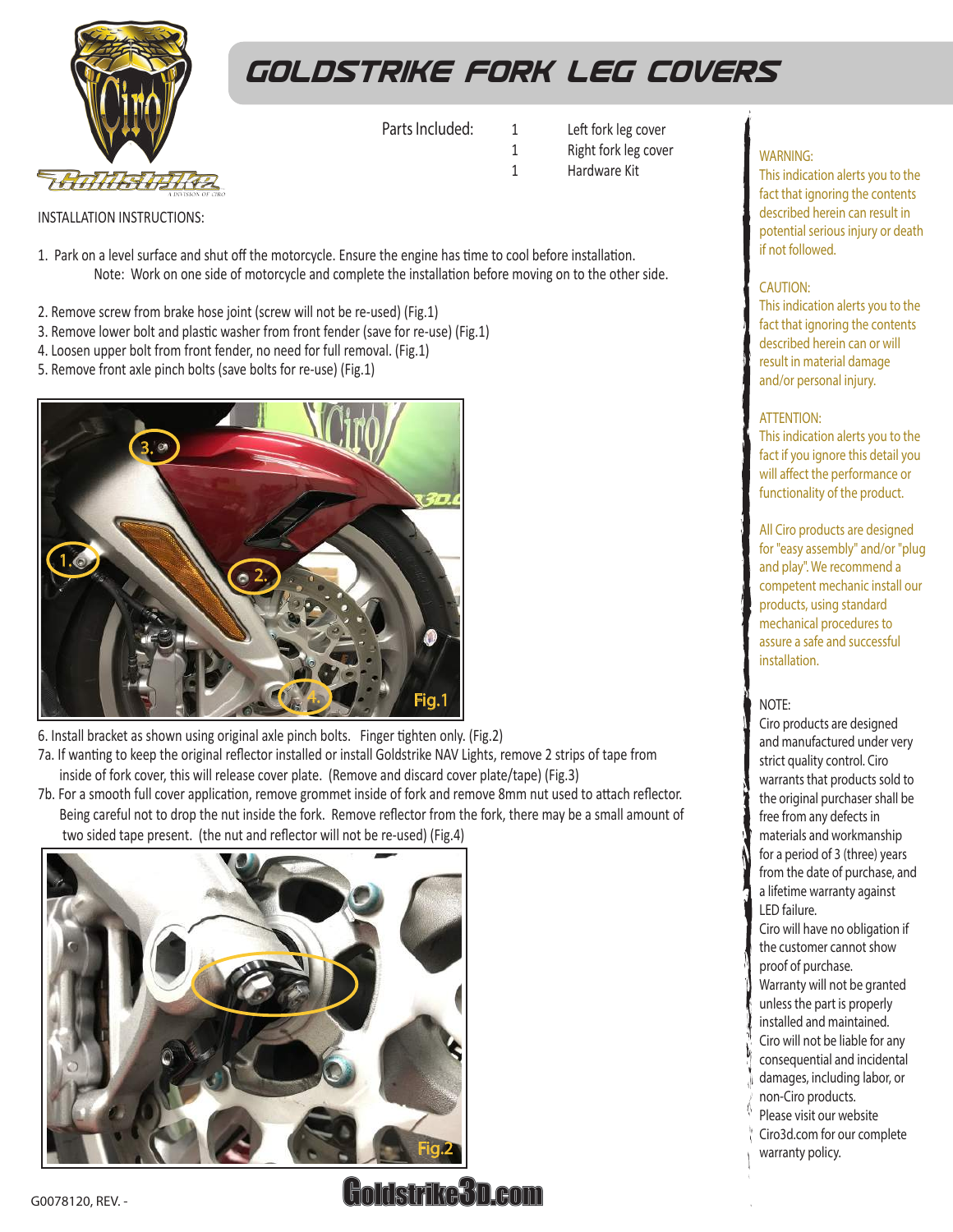# GOLDSTRIKE FORK LEG COVERS

Parts Included:

| Qty | Part |
|---|---|
| 1 | Left fork leg cover |
| 1 | Right fork leg cover |
| 1 | Hardware Kit |

INSTALLATION INSTRUCTIONS:

1. Park on a level surface and shut off the motorcycle. Ensure the engine has time to cool before installation.
   Note: Work on one side of motorcycle and complete the installation before moving on to the other side.

2. Remove screw from brake hose joint (screw will not be re-used) (Fig.1)
3. Remove lower bolt and plastic washer from front fender (save for re-use) (Fig.1)
4. Loosen upper bolt from front fender, no need for full removal. (Fig.1)
5. Remove front axle pinch bolts (save bolts for re-use) (Fig.1)

Fig.1

6. Install bracket as shown using original axle pinch bolts. Finger tighten only. (Fig.2)

7a. If wanting to keep the original reflector installed or install Goldstrike NAV Lights, remove 2 strips of tape from inside of fork cover, this will release cover plate. (Remove and discard cover plate/tape) (Fig.3)

7b. For a smooth full cover application, remove grommet inside of fork and remove 8mm nut used to attach reflector. Being careful not to drop the nut inside the fork. Remove reflector from the fork, there may be a small amount of two sided tape present. (the nut and reflector will not be re-used) (Fig.4)

Fig.2

WARNING:
This indication alerts you to the fact that ignoring the contents described herein can result in potential serious injury or death if not followed.

CAUTION:
This indication alerts you to the fact that ignoring the contents described herein can or will result in material damage and/or personal injury.

ATTENTION:
This indication alerts you to the fact if you ignore this detail you will affect the performance or functionality of the product.

All Ciro products are designed for "easy assembly" and/or "plug and play". We recommend a competent mechanic install our products, using standard mechanical procedures to assure a safe and successful installation.

NOTE:
Ciro products are designed and manufactured under very strict quality control. Ciro warrants that products sold to the original purchaser shall be free from any defects in materials and workmanship for a period of 3 (three) years from the date of purchase, and a lifetime warranty against LED failure.
Ciro will have no obligation if the customer cannot show proof of purchase.
Warranty will not be granted unless the part is properly installed and maintained.
Ciro will not be liable for any consequential and incidental damages, including labor, or non-Ciro products.
Please visit our website Ciro3d.com for our complete warranty policy.

G0078120, REV. -

Goldstrike3D.com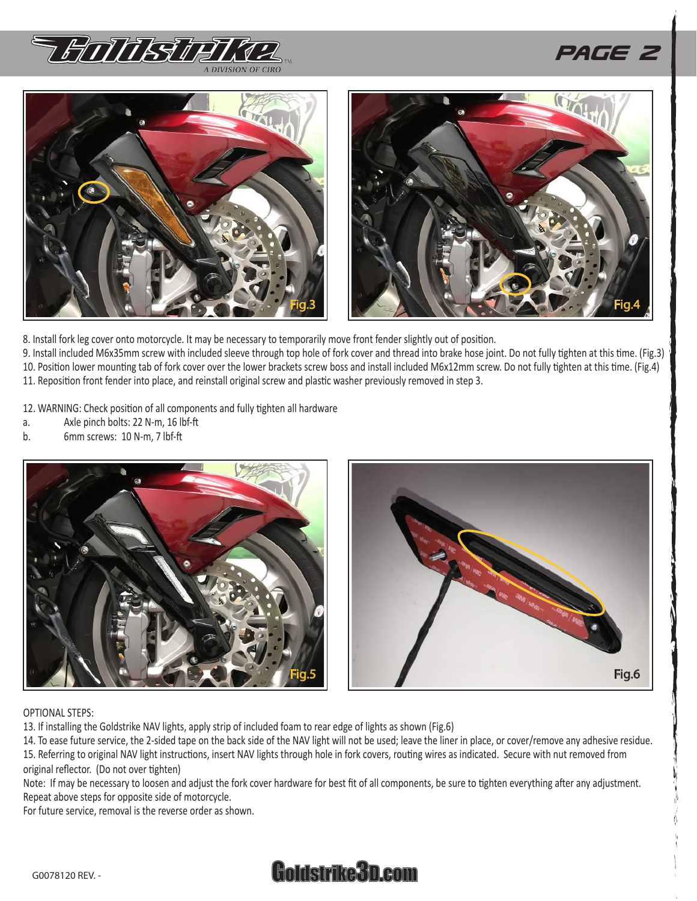Fig.3

Fig.4

8. Install fork leg cover onto motorcycle. It may be necessary to temporarily move front fender slightly out of position.
9. Install included M6x35mm screw with included sleeve through top hole of fork cover and thread into brake hose joint. Do not fully tighten at this time. (Fig.3)
10. Position lower mounting tab of fork cover over the lower brackets screw boss and install included M6x12mm screw. Do not fully tighten at this time. (Fig.4)
11. Reposition front fender into place, and reinstall original screw and plastic washer previously removed in step 3.

12. WARNING: Check position of all components and fully tighten all hardware
a. Axle pinch bolts: 22 N-m, 16 lbf-ft
b. 6mm screws: 10 N-m, 7 lbf-ft

Fig.5

Fig.6

OPTIONAL STEPS:
13. If installing the Goldstrike NAV lights, apply strip of included foam to rear edge of lights as shown (Fig.6)
14. To ease future service, the 2-sided tape on the back side of the NAV light will not be used; leave the liner in place, or cover/remove any adhesive residue.
15. Referring to original NAV light instructions, insert NAV lights through hole in fork covers, routing wires as indicated. Secure with nut removed from original reflector. (Do not over tighten)
Note: If may be necessary to loosen and adjust the fork cover hardware for best fit of all components, be sure to tighten everything after any adjustment.
Repeat above steps for opposite side of motorcycle.
For future service, removal is the reverse order as shown.

G0078120 REV. -

Goldstrike3D.com